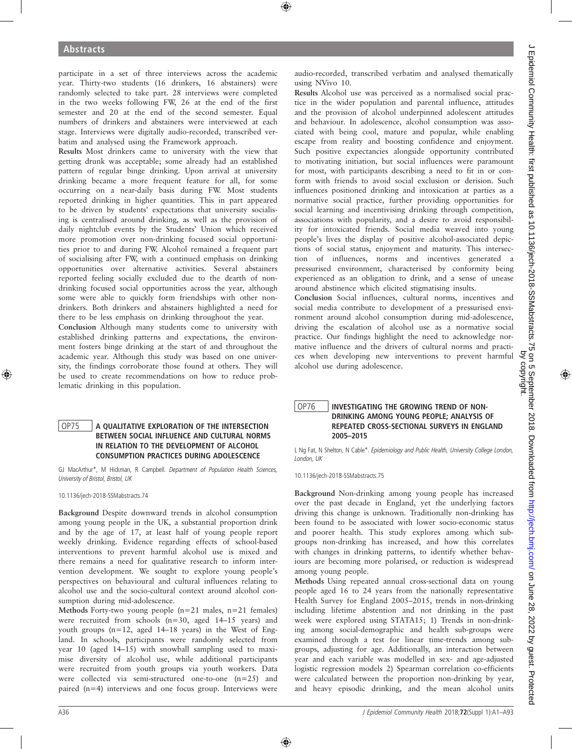participate in a set of three interviews across the academic year. Thirty-two students (16 drinkers, 16 abstainers) were randomly selected to take part. 28 interviews were completed in the two weeks following FW, 26 at the end of the first semester and 20 at the end of the second semester. Equal numbers of drinkers and abstainers were interviewed at each stage. Interviews were digitally audio-recorded, transcribed verbatim and analysed using the Framework approach.

**Results** Most drinkers came to university with the view that getting drunk was acceptable; some already had an established pattern of regular binge drinking. Upon arrival at university drinking became a more frequent feature for all, for some occurring on a near-daily basis during FW. Most students reported drinking in higher quantities. This in part appeared to be driven by students' expectations that university socialising is centralised around drinking, as well as the provision of daily nightclub events by the Students' Union which received more promotion over non-drinking focused social opportunities prior to and during FW. Alcohol remained a frequent part of socialising after FW, with a continued emphasis on drinking opportunities over alternative activities. Several abstainers reported feeling socially excluded due to the dearth of non-drinking focused social opportunities across the year, although some were able to quickly form friendships with other non-drinkers. Both drinkers and abstainers highlighted a need for there to be less emphasis on drinking throughout the year.

**Conclusion** Although many students come to university with established drinking patterns and expectations, the environment fosters binge drinking at the start of and throughout the academic year. Although this study was based on one university, the findings corroborate those found at others. They will be used to create recommendations on how to reduce problematic drinking in this population.

## OP75 A QUALITATIVE EXPLORATION OF THE INTERSECTION BETWEEN SOCIAL INFLUENCE AND CULTURAL NORMS IN RELATION TO THE DEVELOPMENT OF ALCOHOL CONSUMPTION PRACTICES DURING ADOLESCENCE

GJ MacArthur*, M Hickman, R Campbell. *Department of Population Health Sciences, University of Bristol, Bristol, UK*

10.1136/jech-2018-SSMabstracts.74

**Background** Despite downward trends in alcohol consumption among young people in the UK, a substantial proportion drink and by the age of 17, at least half of young people report weekly drinking. Evidence regarding effects of school-based interventions to prevent harmful alcohol use is mixed and there remains a need for qualitative research to inform intervention development. We sought to explore young people's perspectives on behavioural and cultural influences relating to alcohol use and the socio-cultural context around alcohol consumption during mid-adolescence.

**Methods** Forty-two young people (n=21 males, n=21 females) were recruited from schools (n=30, aged 14–15 years) and youth groups (n=12, aged 14–18 years) in the West of England. In schools, participants were randomly selected from year 10 (aged 14–15) with snowball sampling used to maximise diversity of alcohol use, while additional participants were recruited from youth groups via youth workers. Data were collected via semi-structured one-to-one (n=25) and paired (n=4) interviews and one focus group. Interviews were audio-recorded, transcribed verbatim and analysed thematically using NVivo 10.

**Results** Alcohol use was perceived as a normalised social practice in the wider population and parental influence, attitudes and the provision of alcohol underpinned adolescent attitudes and behaviour. In adolescence, alcohol consumption was associated with being cool, mature and popular, while enabling escape from reality and boosting confidence and enjoyment. Such positive expectancies alongside opportunity contributed to motivating initiation, but social influences were paramount for most, with participants describing a need to fit in or conform with friends to avoid social exclusion or derision. Such influences positioned drinking and intoxication at parties as a normative social practice, further providing opportunities for social learning and incentivising drinking through competition, associations with popularity, and a desire to avoid responsibility for intoxicated friends. Social media weaved into young people's lives the display of positive alcohol-associated depictions of social status, enjoyment and maturity. This intersection of influences, norms and incentives generated a pressurised environment, characterised by conformity being experienced as an obligation to drink, and a sense of unease around abstinence which elicited stigmatising insults.

**Conclusion** Social influences, cultural norms, incentives and social media contribute to development of a pressurised environment around alcohol consumption during mid-adolescence, driving the escalation of alcohol use as a normative social practice. Our findings highlight the need to acknowledge normative influence and the drivers of cultural norms and practices when developing new interventions to prevent harmful alcohol use during adolescence.

## OP76 INVESTIGATING THE GROWING TREND OF NON-DRINKING AMONG YOUNG PEOPLE; ANALYSIS OF REPEATED CROSS-SECTIONAL SURVEYS IN ENGLAND 2005–2015

L Ng Fat, N Shelton, N Cable*. *Epidemiology and Public Health, University College London, London, UK*

10.1136/jech-2018-SSMabstracts.75

**Background** Non-drinking among young people has increased over the past decade in England, yet the underlying factors driving this change is unknown. Traditionally non-drinking has been found to be associated with lower socio-economic status and poorer health. This study explores among which subgroups non-drinking has increased, and how this correlates with changes in drinking patterns, to identify whether behaviours are becoming more polarised, or reduction is widespread among young people.

**Methods** Using repeated annual cross-sectional data on young people aged 16 to 24 years from the nationally representative Health Survey for England 2005–2015, trends in non-drinking including lifetime abstention and not drinking in the past week were explored using STATA15; 1) Trends in non-drinking among social-demographic and health sub-groups were examined through a test for linear time-trends among subgroups, adjusting for age. Additionally, an interaction between year and each variable was modelled in sex- and age-adjusted logistic regression models 2) Spearman correlation co-efficients were calculated between the proportion non-drinking by year, and heavy episodic drinking, and the mean alcohol units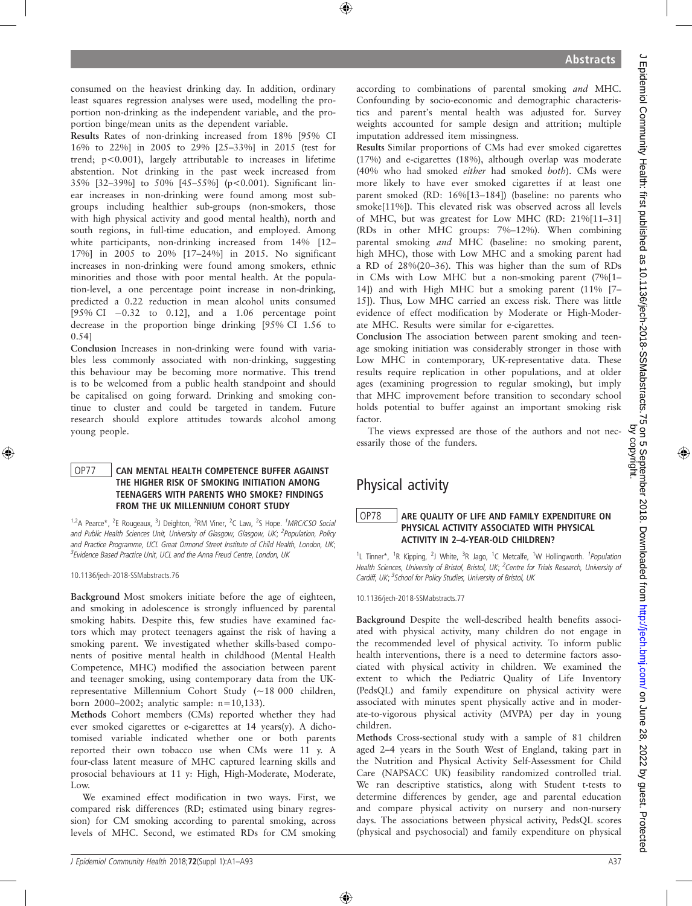consumed on the heaviest drinking day. In addition, ordinary least squares regression analyses were used, modelling the proportion non-drinking as the independent variable, and the proportion binge/mean units as the dependent variable.

**Results** Rates of non-drinking increased from 18% [95% CI 16% to 22%] in 2005 to 29% [25–33%] in 2015 (test for trend; $p<0.001$), largely attributable to increases in lifetime abstention. Not drinking in the past week increased from 35% [32–39%] to 50% [45–55%] ($p<0.001$). Significant linear increases in non-drinking were found among most subgroups including healthier sub-groups (non-smokers, those with high physical activity and good mental health), north and south regions, in full-time education, and employed. Among white participants, non-drinking increased from 14% [12–17%] in 2005 to 20% [17–24%] in 2015. No significant increases in non-drinking were found among smokers, ethnic minorities and those with poor mental health. At the population-level, a one percentage point increase in non-drinking, predicted a 0.22 reduction in mean alcohol units consumed [95% CI −0.32 to 0.12], and a 1.06 percentage point decrease in the proportion binge drinking [95% CI 1.56 to 0.54]

**Conclusion** Increases in non-drinking were found with variables less commonly associated with non-drinking, suggesting this behaviour may be becoming more normative. This trend is to be welcomed from a public health standpoint and should be capitalised on going forward. Drinking and smoking continue to cluster and could be targeted in tandem. Future research should explore attitudes towards alcohol among young people.

## OP77 CAN MENTAL HEALTH COMPETENCE BUFFER AGAINST THE HIGHER RISK OF SMOKING INITIATION AMONG TEENAGERS WITH PARENTS WHO SMOKE? FINDINGS FROM THE UK MILLENNIUM COHORT STUDY

[1,2]A Pearce*, [2]E Rougeaux, [3]J Deighton, [2]RM Viner, [2]C Law, [2]S Hope. [1]*MRC/CSO Social and Public Health Sciences Unit, University of Glasgow, Glasgow, UK;* [2]*Population, Policy and Practice Programme, UCL Great Ormond Street Institute of Child Health, London, UK;* [3]*Evidence Based Practice Unit, UCL and the Anna Freud Centre, London, UK*

10.1136/jech-2018-SSMabstracts.76

**Background** Most smokers initiate before the age of eighteen, and smoking in adolescence is strongly influenced by parental smoking habits. Despite this, few studies have examined factors which may protect teenagers against the risk of having a smoking parent. We investigated whether skills-based components of positive mental health in childhood (Mental Health Competence, MHC) modified the association between parent and teenager smoking, using contemporary data from the UK-representative Millennium Cohort Study (~18 000 children, born 2000–2002; analytic sample: n=10,133).

**Methods** Cohort members (CMs) reported whether they had ever smoked cigarettes or e-cigarettes at 14 years(y). A dichotomised variable indicated whether one or both parents reported their own tobacco use when CMs were 11 y. A four-class latent measure of MHC captured learning skills and prosocial behaviours at 11 y: High, High-Moderate, Moderate, Low.

We examined effect modification in two ways. First, we compared risk differences (RD; estimated using binary regression) for CM smoking according to parental smoking, across levels of MHC. Second, we estimated RDs for CM smoking according to combinations of parental smoking *and* MHC. Confounding by socio-economic and demographic characteristics and parent's mental health was adjusted for. Survey weights accounted for sample design and attrition; multiple imputation addressed item missingness.

**Results** Similar proportions of CMs had ever smoked cigarettes (17%) and e-cigarettes (18%), although overlap was moderate (40% who had smoked *either* had smoked *both*). CMs were more likely to have ever smoked cigarettes if at least one parent smoked (RD: 16%[13–184]) (baseline: no parents who smoke[11%]). This elevated risk was observed across all levels of MHC, but was greatest for Low MHC (RD: 21%[11–31] (RDs in other MHC groups: 7%–12%). When combining parental smoking *and* MHC (baseline: no smoking parent, high MHC), those with Low MHC and a smoking parent had a RD of 28%(20–36). This was higher than the sum of RDs in CMs with Low MHC but a non-smoking parent (7%[1–14]) and with High MHC but a smoking parent (11% [7–15]). Thus, Low MHC carried an excess risk. There was little evidence of effect modification by Moderate or High-Moderate MHC. Results were similar for e-cigarettes.

**Conclusion** The association between parent smoking and teenage smoking initiation was considerably stronger in those with Low MHC in contemporary, UK-representative data. These results require replication in other populations, and at older ages (examining progression to regular smoking), but imply that MHC improvement before transition to secondary school holds potential to buffer against an important smoking risk factor.

The views expressed are those of the authors and not necessarily those of the funders.

# Physical activity

## OP78 ARE QUALITY OF LIFE AND FAMILY EXPENDITURE ON PHYSICAL ACTIVITY ASSOCIATED WITH PHYSICAL ACTIVITY IN 2–4-YEAR-OLD CHILDREN?

[1]L Tinner*, [1]R Kipping, [2]J White, [3]R Jago, [1]C Metcalfe, [1]W Hollingworth. [1]*Population Health Sciences, University of Bristol, Bristol, UK;* [2]*Centre for Trials Research, University of Cardiff, UK;* [3]*School for Policy Studies, University of Bristol, UK*

10.1136/jech-2018-SSMabstracts.77

**Background** Despite the well-described health benefits associated with physical activity, many children do not engage in the recommended level of physical activity. To inform public health interventions, there is a need to determine factors associated with physical activity in children. We examined the extent to which the Pediatric Quality of Life Inventory (PedsQL) and family expenditure on physical activity were associated with minutes spent physically active and in moderate-to-vigorous physical activity (MVPA) per day in young children.

**Methods** Cross-sectional study with a sample of 81 children aged 2–4 years in the South West of England, taking part in the Nutrition and Physical Activity Self-Assessment for Child Care (NAPSACC UK) feasibility randomized controlled trial. We ran descriptive statistics, along with Student t-tests to determine differences by gender, age and parental education and compare physical activity on nursery and non-nursery days. The associations between physical activity, PedsQL scores (physical and psychosocial) and family expenditure on physical